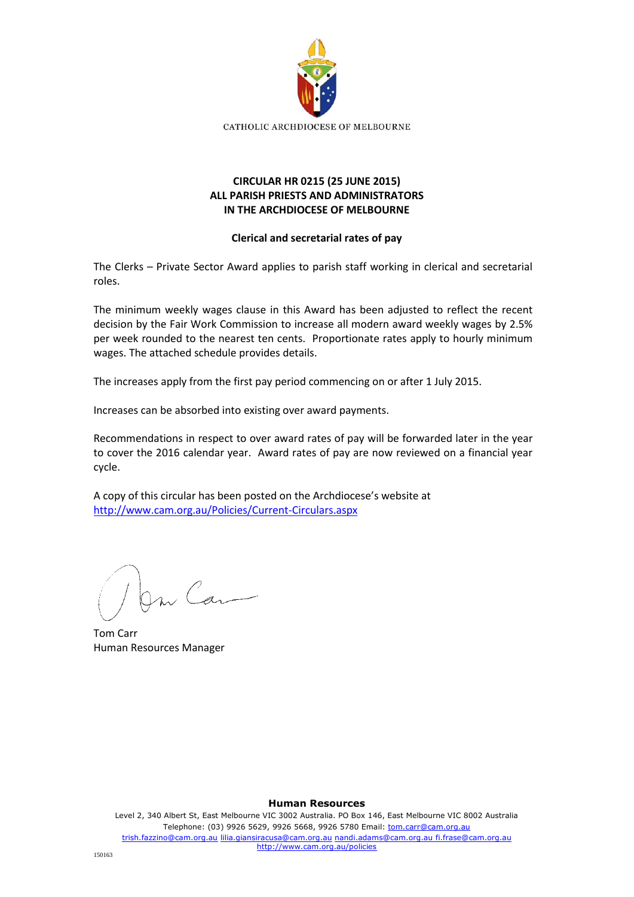CATHOLIC ARCHDIOCESE OF MELBOURNE

**CIRCULAR HR 0215 (25 JUNE 2015)**
**ALL PARISH PRIESTS AND ADMINISTRATORS**
**IN THE ARCHDIOCESE OF MELBOURNE**

**Clerical and secretarial rates of pay**

The Clerks – Private Sector Award applies to parish staff working in clerical and secretarial roles.

The minimum weekly wages clause in this Award has been adjusted to reflect the recent decision by the Fair Work Commission to increase all modern award weekly wages by 2.5% per week rounded to the nearest ten cents. Proportionate rates apply to hourly minimum wages. The attached schedule provides details.

The increases apply from the first pay period commencing on or after 1 July 2015.

Increases can be absorbed into existing over award payments.

Recommendations in respect to over award rates of pay will be forwarded later in the year to cover the 2016 calendar year. Award rates of pay are now reviewed on a financial year cycle.

A copy of this circular has been posted on the Archdiocese's website at
http://www.cam.org.au/Policies/Current-Circulars.aspx

Tom Carr
Human Resources Manager

**Human Resources**
Level 2, 340 Albert St, East Melbourne VIC 3002 Australia. PO Box 146, East Melbourne VIC 8002 Australia
Telephone: (03) 9926 5629, 9926 5668, 9926 5780 Email: tom.carr@cam.org.au
trish.fazzino@cam.org.au lilia.giansiracusa@cam.org.au nandi.adams@cam.org.au fi.frase@cam.org.au
http://www.cam.org.au/policies

150163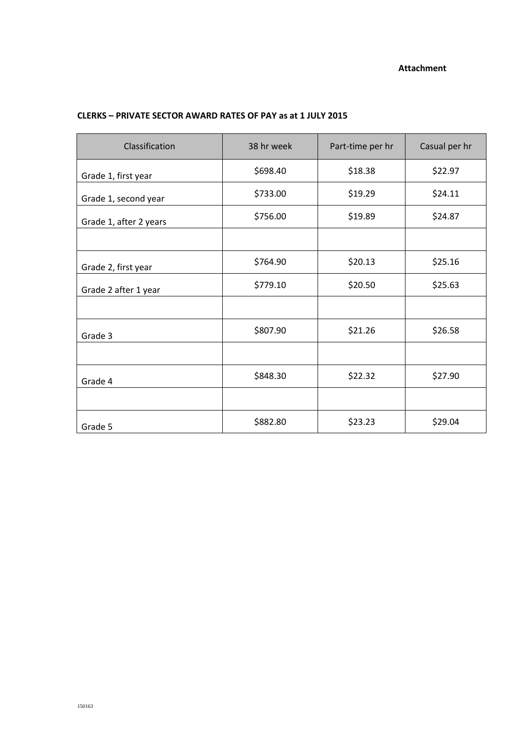**Attachment**

**CLERKS – PRIVATE SECTOR AWARD RATES OF PAY as at 1 JULY 2015**

| Classification | 38 hr week | Part-time per hr | Casual per hr |
| --- | --- | --- | --- |
| Grade 1, first year | $698.40 | $18.38 | $22.97 |
| Grade 1, second year | $733.00 | $19.29 | $24.11 |
| Grade 1, after 2 years | $756.00 | $19.89 | $24.87 |
| | | | |
| Grade 2, first year | $764.90 | $20.13 | $25.16 |
| Grade 2 after 1 year | $779.10 | $20.50 | $25.63 |
| | | | |
| Grade 3 | $807.90 | $21.26 | $26.58 |
| | | | |
| Grade 4 | $848.30 | $22.32 | $27.90 |
| | | | |
| Grade 5 | $882.80 | $23.23 | $29.04 |

150163